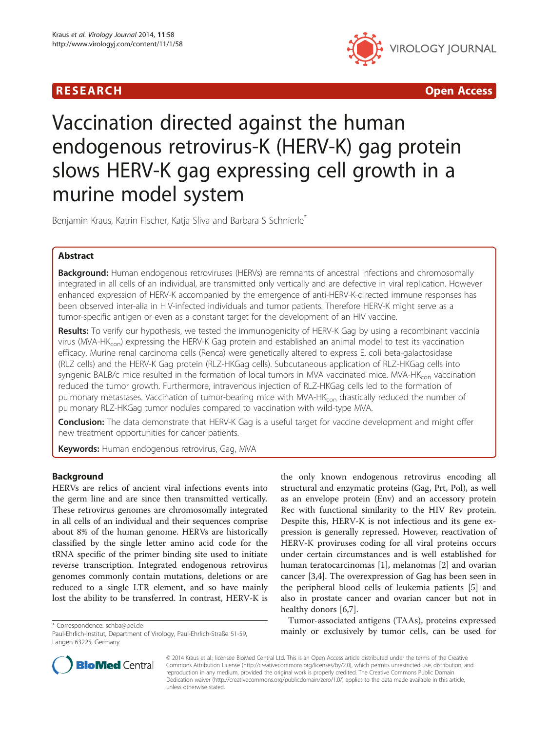RESEARCH Open Access

# Vaccination directed against the human endogenous retrovirus-K (HERV-K) gag protein slows HERV-K gag expressing cell growth in a murine model system

Benjamin Kraus, Katrin Fischer, Katja Sliva and Barbara S Schnierle*

## Abstract

**Background:** Human endogenous retroviruses (HERVs) are remnants of ancestral infections and chromosomally integrated in all cells of an individual, are transmitted only vertically and are defective in viral replication. However enhanced expression of HERV-K accompanied by the emergence of anti-HERV-K-directed immune responses has been observed inter-alia in HIV-infected individuals and tumor patients. Therefore HERV-K might serve as a tumor-specific antigen or even as a constant target for the development of an HIV vaccine.

**Results:** To verify our hypothesis, we tested the immunogenicity of HERV-K Gag by using a recombinant vaccinia virus (MVA-$HK_{con}$) expressing the HERV-K Gag protein and established an animal model to test its vaccination efficacy. Murine renal carcinoma cells (Renca) were genetically altered to express E. coli beta-galactosidase (RLZ cells) and the HERV-K Gag protein (RLZ-HKGag cells). Subcutaneous application of RLZ-HKGag cells into syngenic BALB/c mice resulted in the formation of local tumors in MVA vaccinated mice. MVA-$HK_{con}$ vaccination reduced the tumor growth. Furthermore, intravenous injection of RLZ-HKGag cells led to the formation of pulmonary metastases. Vaccination of tumor-bearing mice with MVA-$HK_{con}$ drastically reduced the number of pulmonary RLZ-HKGag tumor nodules compared to vaccination with wild-type MVA.

**Conclusion:** The data demonstrate that HERV-K Gag is a useful target for vaccine development and might offer new treatment opportunities for cancer patients.

**Keywords:** Human endogenous retrovirus, Gag, MVA

## Background

HERVs are relics of ancient viral infections events into the germ line and are since then transmitted vertically. These retrovirus genomes are chromosomally integrated in all cells of an individual and their sequences comprise about 8% of the human genome. HERVs are historically classified by the single letter amino acid code for the tRNA specific of the primer binding site used to initiate reverse transcription. Integrated endogenous retrovirus genomes commonly contain mutations, deletions or are reduced to a single LTR element, and so have mainly lost the ability to be transferred. In contrast, HERV-K is the only known endogenous retrovirus encoding all structural and enzymatic proteins (Gag, Prt, Pol), as well as an envelope protein (Env) and an accessory protein Rec with functional similarity to the HIV Rev protein. Despite this, HERV-K is not infectious and its gene expression is generally repressed. However, reactivation of HERV-K proviruses coding for all viral proteins occurs under certain circumstances and is well established for human teratocarcinomas [1], melanomas [2] and ovarian cancer [3,4]. The overexpression of Gag has been seen in the peripheral blood cells of leukemia patients [5] and also in prostate cancer and ovarian cancer but not in healthy donors [6,7].

Tumor-associated antigens (TAAs), proteins expressed mainly or exclusively by tumor cells, can be used for

\* Correspondence: schba@pei.de
Paul-Ehrlich-Institut, Department of Virology, Paul-Ehrlich-Straße 51-59, Langen 63225, Germany

© 2014 Kraus et al.; licensee BioMed Central Ltd. This is an Open Access article distributed under the terms of the Creative Commons Attribution License (http://creativecommons.org/licenses/by/2.0), which permits unrestricted use, distribution, and reproduction in any medium, provided the original work is properly credited. The Creative Commons Public Domain Dedication waiver (http://creativecommons.org/publicdomain/zero/1.0/) applies to the data made available in this article, unless otherwise stated.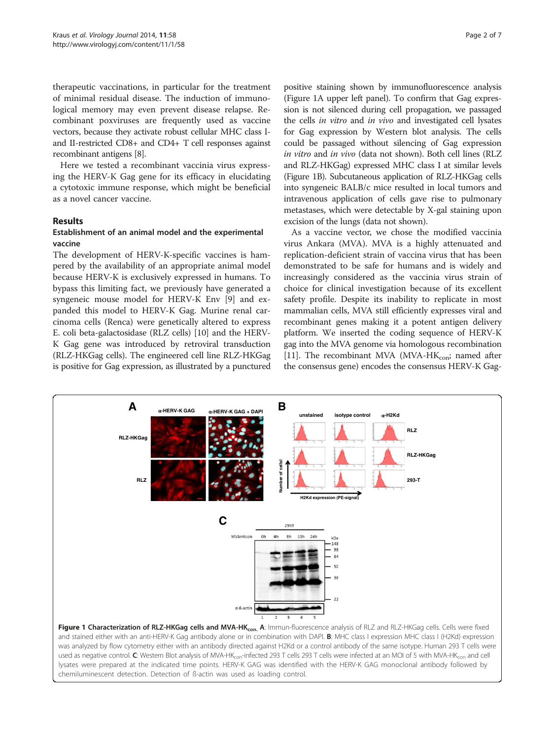therapeutic vaccinations, in particular for the treatment of minimal residual disease. The induction of immunological memory may even prevent disease relapse. Recombinant poxviruses are frequently used as vaccine vectors, because they activate robust cellular MHC class I- and II-restricted CD8+ and CD4+ T cell responses against recombinant antigens [8].

Here we tested a recombinant vaccinia virus expressing the HERV-K Gag gene for its efficacy in elucidating a cytotoxic immune response, which might be beneficial as a novel cancer vaccine.

## Results

### Establishment of an animal model and the experimental vaccine

The development of HERV-K-specific vaccines is hampered by the availability of an appropriate animal model because HERV-K is exclusively expressed in humans. To bypass this limiting fact, we previously have generated a syngeneic mouse model for HERV-K Env [9] and expanded this model to HERV-K Gag. Murine renal carcinoma cells (Renca) were genetically altered to express E. coli beta-galactosidase (RLZ cells) [10] and the HERV-K Gag gene was introduced by retroviral transduction (RLZ-HKGag cells). The engineered cell line RLZ-HKGag is positive for Gag expression, as illustrated by a punctured positive staining shown by immunofluorescence analysis (Figure 1A upper left panel). To confirm that Gag expression is not silenced during cell propagation, we passaged the cells *in vitro* and *in vivo* and investigated cell lysates for Gag expression by Western blot analysis. The cells could be passaged without silencing of Gag expression *in vitro* and *in vivo* (data not shown). Both cell lines (RLZ and RLZ-HKGag) expressed MHC class I at similar levels (Figure 1B). Subcutaneous application of RLZ-HKGag cells into syngeneic BALB/c mice resulted in local tumors and intravenous application of cells gave rise to pulmonary metastases, which were detectable by X-gal staining upon excision of the lungs (data not shown).

As a vaccine vector, we chose the modified vaccinia virus Ankara (MVA). MVA is a highly attenuated and replication-deficient strain of vaccina virus that has been demonstrated to be safe for humans and is widely and increasingly considered as the vaccinia virus strain of choice for clinical investigation because of its excellent safety profile. Despite its inability to replicate in most mammalian cells, MVA still efficiently expresses viral and recombinant genes making it a potent antigen delivery platform. We inserted the coding sequence of HERV-K gag into the MVA genome via homologous recombination [11]. The recombinant MVA (MVA-$HK_{con}$; named after the consensus gene) encodes the consensus HERV-K Gag-

**Figure 1 Characterization of RLZ-HKGag cells and MVA-$HK_{con}$.** **A**: Immun-fluorescence analysis of RLZ and RLZ-HKGag cells. Cells were fixed and stained either with an anti-HERV-K Gag antibody alone or in combination with DAPI. **B**: MHC class I expression MHC class I (H2Kd) expression was analyzed by flow cytometry either with an antibody directed against H2Kd or a control antibody of the same isotype. Human 293 T cells were used as negative control. **C**: Western Blot analysis of MVA-$HK_{con}$-infected 293 T cells 293 T cells were infected at an MOI of 5 with MVA-$HK_{con}$ and cell lysates were prepared at the indicated time points. HERV-K GAG was identified with the HERV-K GAG monoclonal antibody followed by chemiluminescent detection. Detection of ß-actin was used as loading control.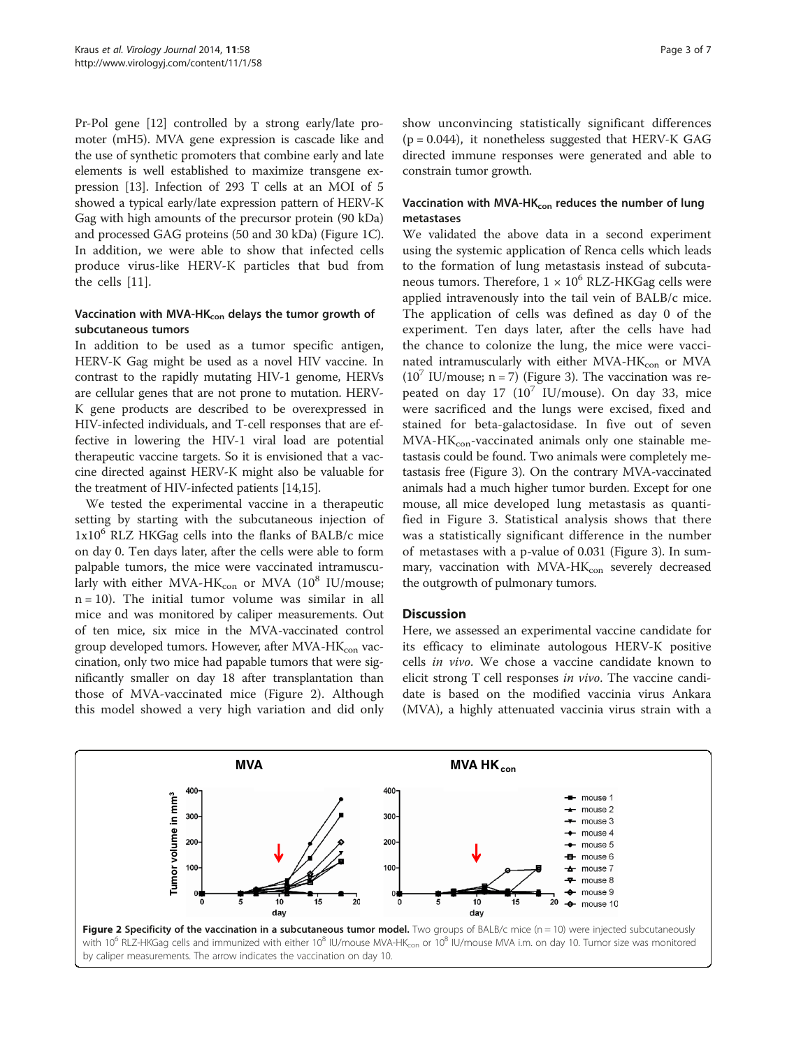Pr-Pol gene [12] controlled by a strong early/late promoter (mH5). MVA gene expression is cascade like and the use of synthetic promoters that combine early and late elements is well established to maximize transgene expression [13]. Infection of 293 T cells at an MOI of 5 showed a typical early/late expression pattern of HERV-K Gag with high amounts of the precursor protein (90 kDa) and processed GAG proteins (50 and 30 kDa) (Figure 1C). In addition, we were able to show that infected cells produce virus-like HERV-K particles that bud from the cells [11].

### Vaccination with MVA-HK$_{con}$ delays the tumor growth of subcutaneous tumors

In addition to be used as a tumor specific antigen, HERV-K Gag might be used as a novel HIV vaccine. In contrast to the rapidly mutating HIV-1 genome, HERVs are cellular genes that are not prone to mutation. HERV-K gene products are described to be overexpressed in HIV-infected individuals, and T-cell responses that are effective in lowering the HIV-1 viral load are potential therapeutic vaccine targets. So it is envisioned that a vaccine directed against HERV-K might also be valuable for the treatment of HIV-infected patients [14,15].

We tested the experimental vaccine in a therapeutic setting by starting with the subcutaneous injection of $1x10^6$ RLZ HKGag cells into the flanks of BALB/c mice on day 0. Ten days later, after the cells were able to form palpable tumors, the mice were vaccinated intramuscularly with either MVA-HK$_{con}$ or MVA ($10^8$ IU/mouse; n = 10). The initial tumor volume was similar in all mice and was monitored by caliper measurements. Out of ten mice, six mice in the MVA-vaccinated control group developed tumors. However, after MVA-HK$_{con}$ vaccination, only two mice had papable tumors that were significantly smaller on day 18 after transplantation than those of MVA-vaccinated mice (Figure 2). Although this model showed a very high variation and did only show unconvincing statistically significant differences (p = 0.044), it nonetheless suggested that HERV-K GAG directed immune responses were generated and able to constrain tumor growth.

### Vaccination with MVA-HK$_{con}$ reduces the number of lung metastases

We validated the above data in a second experiment using the systemic application of Renca cells which leads to the formation of lung metastasis instead of subcutaneous tumors. Therefore, $1 \times 10^6$ RLZ-HKGag cells were applied intravenously into the tail vein of BALB/c mice. The application of cells was defined as day 0 of the experiment. Ten days later, after the cells have had the chance to colonize the lung, the mice were vaccinated intramuscularly with either MVA-HK$_{con}$ or MVA ($10^7$ IU/mouse; n = 7) (Figure 3). The vaccination was repeated on day 17 ($10^7$ IU/mouse). On day 33, mice were sacrificed and the lungs were excised, fixed and stained for beta-galactosidase. In five out of seven MVA-HK$_{con}$-vaccinated animals only one stainable metastasis could be found. Two animals were completely metastasis free (Figure 3). On the contrary MVA-vaccinated animals had a much higher tumor burden. Except for one mouse, all mice developed lung metastasis as quantified in Figure 3. Statistical analysis shows that there was a statistically significant difference in the number of metastases with a p-value of 0.031 (Figure 3). In summary, vaccination with MVA-HK$_{con}$ severely decreased the outgrowth of pulmonary tumors.

## Discussion

Here, we assessed an experimental vaccine candidate for its efficacy to eliminate autologous HERV-K positive cells *in vivo*. We chose a vaccine candidate known to elicit strong T cell responses *in vivo*. The vaccine candidate is based on the modified vaccinia virus Ankara (MVA), a highly attenuated vaccinia virus strain with a

**Figure 2 Specificity of the vaccination in a subcutaneous tumor model.** Two groups of BALB/c mice (n = 10) were injected subcutaneously with $10^6$ RLZ-HKGag cells and immunized with either $10^8$ IU/mouse MVA-HK$_{con}$ or $10^8$ IU/mouse MVA i.m. on day 10. Tumor size was monitored by caliper measurements. The arrow indicates the vaccination on day 10.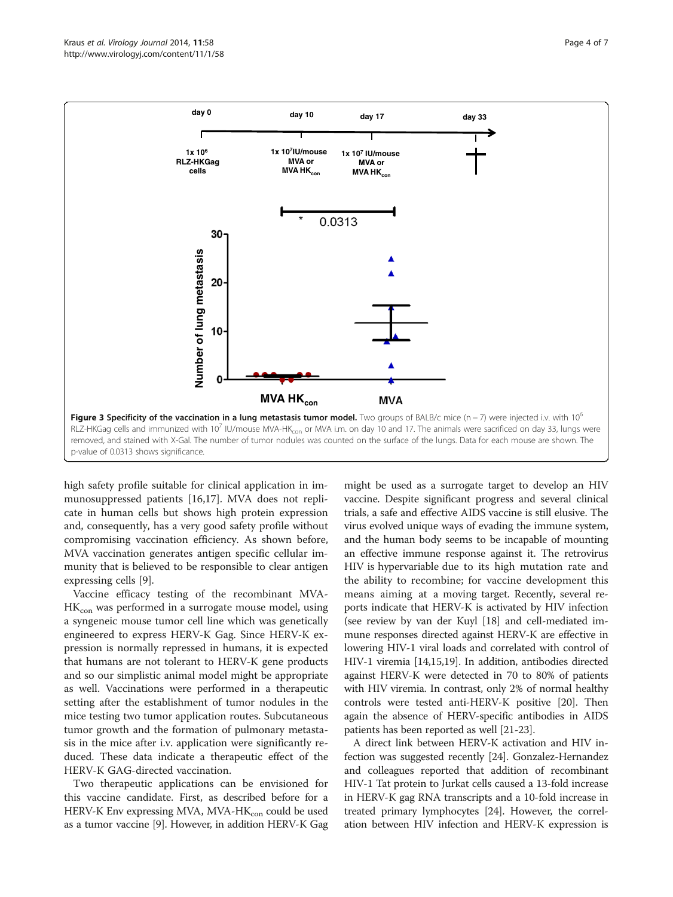**Figure 3 Specificity of the vaccination in a lung metastasis tumor model.** Two groups of BALB/c mice (n = 7) were injected i.v. with $10^6$ RLZ-HKGag cells and immunized with $10^7$ IU/mouse MVA-$HK_{con}$ or MVA i.m. on day 10 and 17. The animals were sacrificed on day 33, lungs were removed, and stained with X-Gal. The number of tumor nodules was counted on the surface of the lungs. Data for each mouse are shown. The p-value of 0.0313 shows significance.

high safety profile suitable for clinical application in immunosuppressed patients [16,17]. MVA does not replicate in human cells but shows high protein expression and, consequently, has a very good safety profile without compromising vaccination efficiency. As shown before, MVA vaccination generates antigen specific cellular immunity that is believed to be responsible to clear antigen expressing cells [9].

Vaccine efficacy testing of the recombinant MVA-$HK_{con}$ was performed in a surrogate mouse model, using a syngeneic mouse tumor cell line which was genetically engineered to express HERV-K Gag. Since HERV-K expression is normally repressed in humans, it is expected that humans are not tolerant to HERV-K gene products and so our simplistic animal model might be appropriate as well. Vaccinations were performed in a therapeutic setting after the establishment of tumor nodules in the mice testing two tumor application routes. Subcutaneous tumor growth and the formation of pulmonary metastasis in the mice after i.v. application were significantly reduced. These data indicate a therapeutic effect of the HERV-K GAG-directed vaccination.

Two therapeutic applications can be envisioned for this vaccine candidate. First, as described before for a HERV-K Env expressing MVA, MVA-$HK_{con}$ could be used as a tumor vaccine [9]. However, in addition HERV-K Gag might be used as a surrogate target to develop an HIV vaccine. Despite significant progress and several clinical trials, a safe and effective AIDS vaccine is still elusive. The virus evolved unique ways of evading the immune system, and the human body seems to be incapable of mounting an effective immune response against it. The retrovirus HIV is hypervariable due to its high mutation rate and the ability to recombine; for vaccine development this means aiming at a moving target. Recently, several reports indicate that HERV-K is activated by HIV infection (see review by van der Kuyl [18] and cell-mediated immune responses directed against HERV-K are effective in lowering HIV-1 viral loads and correlated with control of HIV-1 viremia [14,15,19]. In addition, antibodies directed against HERV-K were detected in 70 to 80% of patients with HIV viremia. In contrast, only 2% of normal healthy controls were tested anti-HERV-K positive [20]. Then again the absence of HERV-specific antibodies in AIDS patients has been reported as well [21-23].

A direct link between HERV-K activation and HIV infection was suggested recently [24]. Gonzalez-Hernandez and colleagues reported that addition of recombinant HIV-1 Tat protein to Jurkat cells caused a 13-fold increase in HERV-K gag RNA transcripts and a 10-fold increase in treated primary lymphocytes [24]. However, the correlation between HIV infection and HERV-K expression is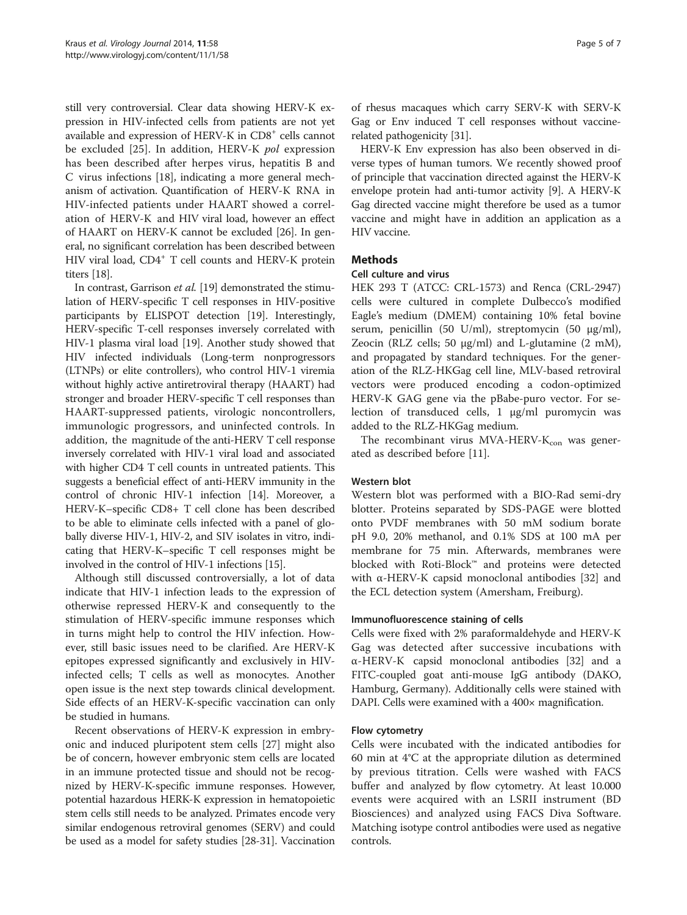still very controversial. Clear data showing HERV-K expression in HIV-infected cells from patients are not yet available and expression of HERV-K in $CD8^+$ cells cannot be excluded [25]. In addition, HERV-K *pol* expression has been described after herpes virus, hepatitis B and C virus infections [18], indicating a more general mechanism of activation. Quantification of HERV-K RNA in HIV-infected patients under HAART showed a correlation of HERV-K and HIV viral load, however an effect of HAART on HERV-K cannot be excluded [26]. In general, no significant correlation has been described between HIV viral load, $CD4^+$ T cell counts and HERV-K protein titers [18].

In contrast, Garrison *et al.* [19] demonstrated the stimulation of HERV-specific T cell responses in HIV-positive participants by ELISPOT detection [19]. Interestingly, HERV-specific T-cell responses inversely correlated with HIV-1 plasma viral load [19]. Another study showed that HIV infected individuals (Long-term nonprogressors (LTNPs) or elite controllers), who control HIV-1 viremia without highly active antiretroviral therapy (HAART) had stronger and broader HERV-specific T cell responses than HAART-suppressed patients, virologic noncontrollers, immunologic progressors, and uninfected controls. In addition, the magnitude of the anti-HERV T cell response inversely correlated with HIV-1 viral load and associated with higher CD4 T cell counts in untreated patients. This suggests a beneficial effect of anti-HERV immunity in the control of chronic HIV-1 infection [14]. Moreover, a HERV-K–specific CD8+ T cell clone has been described to be able to eliminate cells infected with a panel of globally diverse HIV-1, HIV-2, and SIV isolates in vitro, indicating that HERV-K–specific T cell responses might be involved in the control of HIV-1 infections [15].

Although still discussed controversially, a lot of data indicate that HIV-1 infection leads to the expression of otherwise repressed HERV-K and consequently to the stimulation of HERV-specific immune responses which in turns might help to control the HIV infection. However, still basic issues need to be clarified. Are HERV-K epitopes expressed significantly and exclusively in HIV-infected cells; T cells as well as monocytes. Another open issue is the next step towards clinical development. Side effects of an HERV-K-specific vaccination can only be studied in humans.

Recent observations of HERV-K expression in embryonic and induced pluripotent stem cells [27] might also be of concern, however embryonic stem cells are located in an immune protected tissue and should not be recognized by HERV-K-specific immune responses. However, potential hazardous HERK-K expression in hematopoietic stem cells still needs to be analyzed. Primates encode very similar endogenous retroviral genomes (SERV) and could be used as a model for safety studies [28-31]. Vaccination of rhesus macaques which carry SERV-K with SERV-K Gag or Env induced T cell responses without vaccine-related pathogenicity [31].

HERV-K Env expression has also been observed in diverse types of human tumors. We recently showed proof of principle that vaccination directed against the HERV-K envelope protein had anti-tumor activity [9]. A HERV-K Gag directed vaccine might therefore be used as a tumor vaccine and might have in addition an application as a HIV vaccine.

## Methods

### Cell culture and virus

HEK 293 T (ATCC: CRL-1573) and Renca (CRL-2947) cells were cultured in complete Dulbecco's modified Eagle's medium (DMEM) containing 10% fetal bovine serum, penicillin (50 U/ml), streptomycin (50 μg/ml), Zeocin (RLZ cells; 50 μg/ml) and L-glutamine (2 mM), and propagated by standard techniques. For the generation of the RLZ-HKGag cell line, MLV-based retroviral vectors were produced encoding a codon-optimized HERV-K GAG gene via the pBabe-puro vector. For selection of transduced cells, 1 μg/ml puromycin was added to the RLZ-HKGag medium.

The recombinant virus MVA-HERV-$K_{con}$ was generated as described before [11].

### Western blot

Western blot was performed with a BIO-Rad semi-dry blotter. Proteins separated by SDS-PAGE were blotted onto PVDF membranes with 50 mM sodium borate pH 9.0, 20% methanol, and 0.1% SDS at 100 mA per membrane for 75 min. Afterwards, membranes were blocked with Roti-Block™ and proteins were detected with α-HERV-K capsid monoclonal antibodies [32] and the ECL detection system (Amersham, Freiburg).

### Immunofluorescence staining of cells

Cells were fixed with 2% paraformaldehyde and HERV-K Gag was detected after successive incubations with α-HERV-K capsid monoclonal antibodies [32] and a FITC-coupled goat anti-mouse IgG antibody (DAKO, Hamburg, Germany). Additionally cells were stained with DAPI. Cells were examined with a 400× magnification.

### Flow cytometry

Cells were incubated with the indicated antibodies for 60 min at 4°C at the appropriate dilution as determined by previous titration. Cells were washed with FACS buffer and analyzed by flow cytometry. At least 10.000 events were acquired with an LSRII instrument (BD Biosciences) and analyzed using FACS Diva Software. Matching isotype control antibodies were used as negative controls.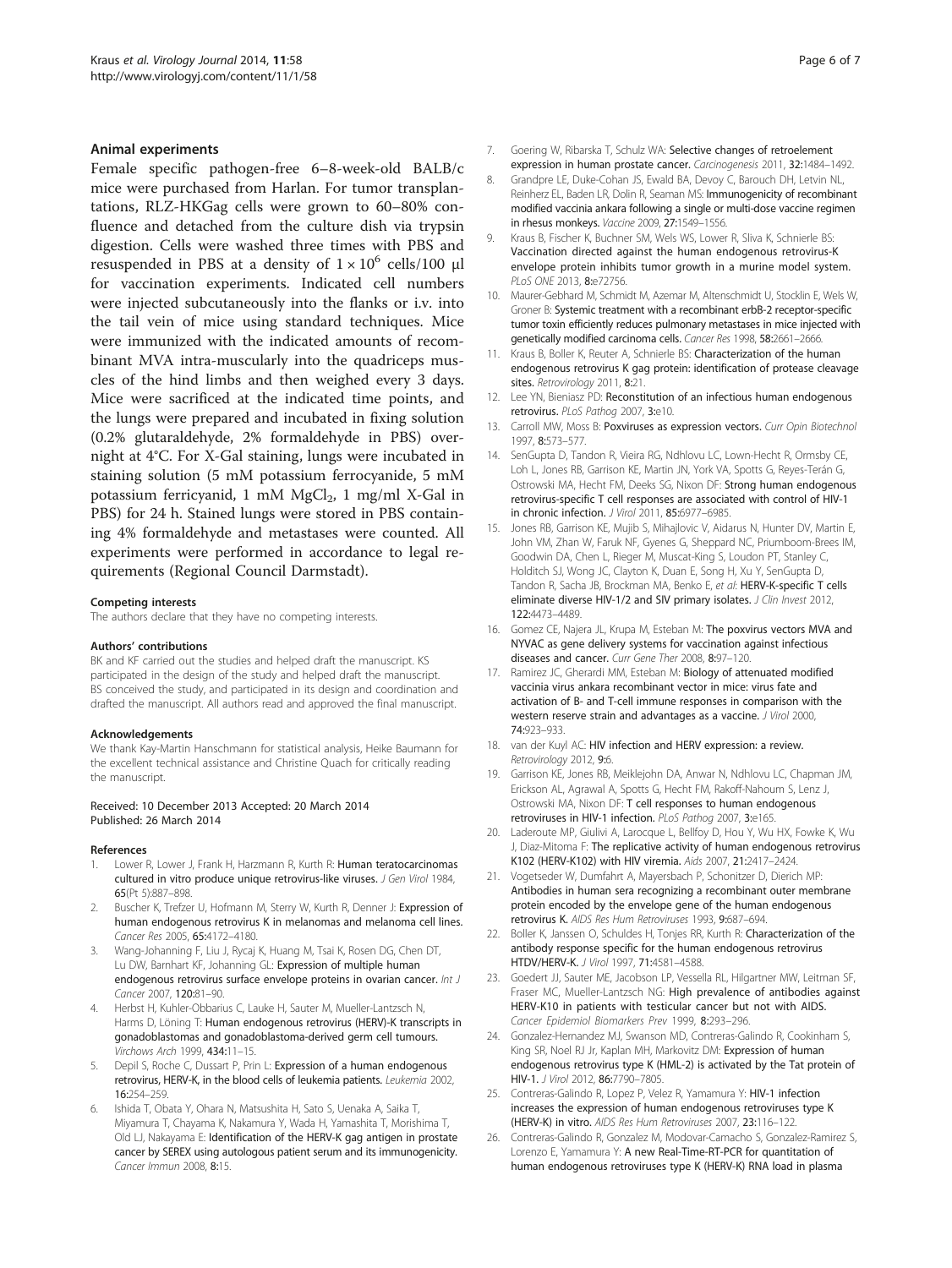### Animal experiments

Female specific pathogen-free 6–8-week-old BALB/c mice were purchased from Harlan. For tumor transplantations, RLZ-HKGag cells were grown to 60–80% confluence and detached from the culture dish via trypsin digestion. Cells were washed three times with PBS and resuspended in PBS at a density of $1 \times 10^6$ cells/100 μl for vaccination experiments. Indicated cell numbers were injected subcutaneously into the flanks or i.v. into the tail vein of mice using standard techniques. Mice were immunized with the indicated amounts of recombinant MVA intra-muscularly into the quadriceps muscles of the hind limbs and then weighed every 3 days. Mice were sacrificed at the indicated time points, and the lungs were prepared and incubated in fixing solution (0.2% glutaraldehyde, 2% formaldehyde in PBS) overnight at 4°C. For X-Gal staining, lungs were incubated in staining solution (5 mM potassium ferrocyanide, 5 mM potassium ferricyanid, 1 mM $MgCl_2$, 1 mg/ml X-Gal in PBS) for 24 h. Stained lungs were stored in PBS containing 4% formaldehyde and metastases were counted. All experiments were performed in accordance to legal requirements (Regional Council Darmstadt).

#### Competing interests

The authors declare that they have no competing interests.

#### Authors' contributions

BK and KF carried out the studies and helped draft the manuscript. KS participated in the design of the study and helped draft the manuscript. BS conceived the study, and participated in its design and coordination and drafted the manuscript. All authors read and approved the final manuscript.

#### Acknowledgements

We thank Kay-Martin Hanschmann for statistical analysis, Heike Baumann for the excellent technical assistance and Christine Quach for critically reading the manuscript.

Received: 10 December 2013 Accepted: 20 March 2014
Published: 26 March 2014

#### References

1. Lower R, Lower J, Frank H, Harzmann R, Kurth R: **Human teratocarcinomas cultured in vitro produce unique retrovirus-like viruses.** *J Gen Virol* 1984, **65**(Pt 5):887–898.
2. Buscher K, Trefzer U, Hofmann M, Sterry W, Kurth R, Denner J: **Expression of human endogenous retrovirus K in melanomas and melanoma cell lines.** *Cancer Res* 2005, **65**:4172–4180.
3. Wang-Johanning F, Liu J, Rycaj K, Huang M, Tsai K, Rosen DG, Chen DT, Lu DW, Barnhart KF, Johanning GL: **Expression of multiple human endogenous retrovirus surface envelope proteins in ovarian cancer.** *Int J Cancer* 2007, **120**:81–90.
4. Herbst H, Kuhler-Obbarius C, Lauke H, Sauter M, Mueller-Lantzsch N, Harms D, Löning T: **Human endogenous retrovirus (HERV)-K transcripts in gonadoblastomas and gonadoblastoma-derived germ cell tumours.** *Virchows Arch* 1999, **434**:11–15.
5. Depil S, Roche C, Dussart P, Prin L: **Expression of a human endogenous retrovirus, HERV-K, in the blood cells of leukemia patients.** *Leukemia* 2002, **16**:254–259.
6. Ishida T, Obata Y, Ohara N, Matsushita H, Sato S, Uenaka A, Saika T, Miyamura T, Chayama K, Nakamura Y, Wada H, Yamashita T, Morishima T, Old LJ, Nakayama E: **Identification of the HERV-K gag antigen in prostate cancer by SEREX using autologous patient serum and its immunogenicity.** *Cancer Immun* 2008, **8**:15.
7. Goering W, Ribarska T, Schulz WA: **Selective changes of retroelement expression in human prostate cancer.** *Carcinogenesis* 2011, **32**:1484–1492.
8. Grandpre LE, Duke-Cohan JS, Ewald BA, Devoy C, Barouch DH, Letvin NL, Reinherz EL, Baden LR, Dolin R, Seaman MS: **Immunogenicity of recombinant modified vaccinia ankara following a single or multi-dose vaccine regimen in rhesus monkeys.** *Vaccine* 2009, **27**:1549–1556.
9. Kraus B, Fischer K, Buchner SM, Wels WS, Lower R, Sliva K, Schnierle BS: **Vaccination directed against the human endogenous retrovirus-K envelope protein inhibits tumor growth in a murine model system.** *PLoS ONE* 2013, **8**:e72756.
10. Maurer-Gebhard M, Schmidt M, Azemar M, Altenschmidt U, Stocklin E, Wels W, Groner B: **Systemic treatment with a recombinant erbB-2 receptor-specific tumor toxin efficiently reduces pulmonary metastases in mice injected with genetically modified carcinoma cells.** *Cancer Res* 1998, **58**:2661–2666.
11. Kraus B, Boller K, Reuter A, Schnierle BS: **Characterization of the human endogenous retrovirus K gag protein: identification of protease cleavage sites.** *Retrovirology* 2011, **8**:21.
12. Lee YN, Bieniasz PD: **Reconstitution of an infectious human endogenous retrovirus.** *PLoS Pathog* 2007, **3**:e10.
13. Carroll MW, Moss B: **Poxviruses as expression vectors.** *Curr Opin Biotechnol* 1997, **8**:573–577.
14. SenGupta D, Tandon R, Vieira RG, Ndhlovu LC, Lown-Hecht R, Ormsby CE, Loh L, Jones RB, Garrison KE, Martin JN, York VA, Spotts G, Reyes-Terán G, Ostrowski MA, Hecht FM, Deeks SG, Nixon DF: **Strong human endogenous retrovirus-specific T cell responses are associated with control of HIV-1 in chronic infection.** *J Virol* 2011, **85**:6977–6985.
15. Jones RB, Garrison KE, Mujib S, Mihajlovic V, Aidarus N, Hunter DV, Martin E, John VM, Zhan W, Faruk NF, Gyenes G, Sheppard NC, Priumboom-Brees IM, Goodwin DA, Chen L, Rieger M, Muscat-King S, Loudon PT, Stanley C, Holditch SJ, Wong JC, Clayton K, Duan E, Song H, Xu Y, SenGupta D, Tandon R, Sacha JB, Brockman MA, Benko E, *et al*: **HERV-K-specific T cells eliminate diverse HIV-1/2 and SIV primary isolates.** *J Clin Invest* 2012, **122**:4473–4489.
16. Gomez CE, Najera JL, Krupa M, Esteban M: **The poxvirus vectors MVA and NYVAC as gene delivery systems for vaccination against infectious diseases and cancer.** *Curr Gene Ther* 2008, **8**:97–120.
17. Ramirez JC, Gherardi MM, Esteban M: **Biology of attenuated modified vaccinia virus ankara recombinant vector in mice: virus fate and activation of B- and T-cell immune responses in comparison with the western reserve strain and advantages as a vaccine.** *J Virol* 2000, **74**:923–933.
18. van der Kuyl AC: **HIV infection and HERV expression: a review.** *Retrovirology* 2012, **9**:6.
19. Garrison KE, Jones RB, Meiklejohn DA, Anwar N, Ndhlovu LC, Chapman JM, Erickson AL, Agrawal A, Spotts G, Hecht FM, Rakoff-Nahoum S, Lenz J, Ostrowski MA, Nixon DF: **T cell responses to human endogenous retroviruses in HIV-1 infection.** *PLoS Pathog* 2007, **3**:e165.
20. Laderoute MP, Giulivi A, Larocque L, Bellfoy D, Hou Y, Wu HX, Fowke K, Wu J, Diaz-Mitoma F: **The replicative activity of human endogenous retrovirus K102 (HERV-K102) with HIV viremia.** *Aids* 2007, **21**:2417–2424.
21. Vogetseder W, Dumfahrt A, Mayersbach P, Schonitzer D, Dierich MP: **Antibodies in human sera recognizing a recombinant outer membrane protein encoded by the envelope gene of the human endogenous retrovirus K.** *AIDS Res Hum Retroviruses* 1993, **9**:687–694.
22. Boller K, Janssen O, Schuldes H, Tonjes RR, Kurth R: **Characterization of the antibody response specific for the human endogenous retrovirus HTDV/HERV-K.** *J Virol* 1997, **71**:4581–4588.
23. Goedert JJ, Sauter ME, Jacobson LP, Vessella RL, Hilgartner MW, Leitman SF, Fraser MC, Mueller-Lantzsch NG: **High prevalence of antibodies against HERV-K10 in patients with testicular cancer but not with AIDS.** *Cancer Epidemiol Biomarkers Prev* 1999, **8**:293–296.
24. Gonzalez-Hernandez MJ, Swanson MD, Contreras-Galindo R, Cookinham S, King SR, Noel RJ Jr, Kaplan MH, Markovitz DM: **Expression of human endogenous retrovirus type K (HML-2) is activated by the Tat protein of HIV-1.** *J Virol* 2012, **86**:7790–7805.
25. Contreras-Galindo R, Lopez P, Velez R, Yamamura Y: **HIV-1 infection increases the expression of human endogenous retroviruses type K (HERV-K) in vitro.** *AIDS Res Hum Retroviruses* 2007, **23**:116–122.
26. Contreras-Galindo R, Gonzalez M, Modovar-Camacho S, Gonzalez-Ramirez S, Lorenzo E, Yamamura Y: **A new Real-Time-RT-PCR for quantitation of human endogenous retroviruses type K (HERV-K) RNA load in plasma**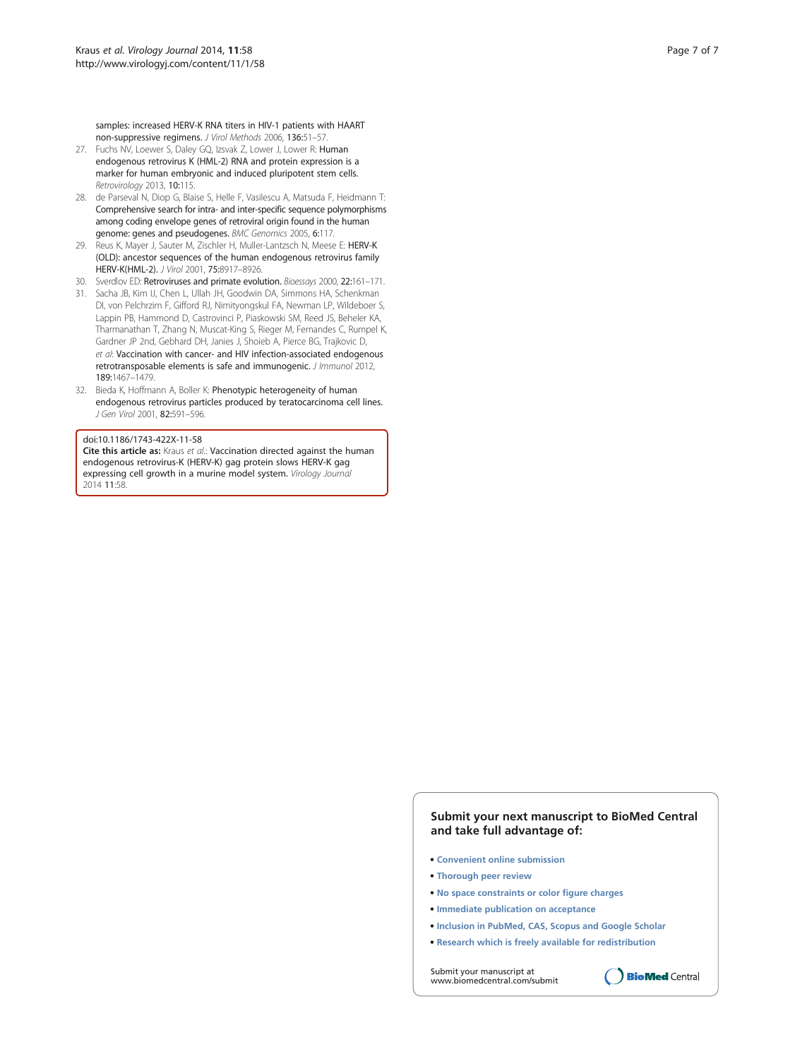samples: increased HERV-K RNA titers in HIV-1 patients with HAART non-suppressive regimens. *J Virol Methods* 2006, **136**:51–57.

27. Fuchs NV, Loewer S, Daley GQ, Izsvak Z, Lower J, Lower R: **Human endogenous retrovirus K (HML-2) RNA and protein expression is a marker for human embryonic and induced pluripotent stem cells.** *Retrovirology* 2013, **10**:115.
28. de Parseval N, Diop G, Blaise S, Helle F, Vasilescu A, Matsuda F, Heidmann T: **Comprehensive search for intra- and inter-specific sequence polymorphisms among coding envelope genes of retroviral origin found in the human genome: genes and pseudogenes.** *BMC Genomics* 2005, **6**:117.
29. Reus K, Mayer J, Sauter M, Zischler H, Muller-Lantzsch N, Meese E: **HERV-K (OLD): ancestor sequences of the human endogenous retrovirus family HERV-K(HML-2).** *J Virol* 2001, **75**:8917–8926.
30. Sverdlov ED: **Retroviruses and primate evolution.** *Bioessays* 2000, **22**:161–171.
31. Sacha JB, Kim IJ, Chen L, Ullah JH, Goodwin DA, Simmons HA, Schenkman DI, von Pelchrzim F, Gifford RJ, Nimityongskul FA, Newman LP, Wildeboer S, Lappin PB, Hammond D, Castrovinci P, Piaskowski SM, Reed JS, Beheler KA, Tharmanathan T, Zhang N, Muscat-King S, Rieger M, Fernandes C, Rumpel K, Gardner JP 2nd, Gebhard DH, Janies J, Shoieb A, Pierce BG, Trajkovic D, *et al*: **Vaccination with cancer- and HIV infection-associated endogenous retrotransposable elements is safe and immunogenic.** *J Immunol* 2012, **189**:1467–1479.
32. Bieda K, Hoffmann A, Boller K: **Phenotypic heterogeneity of human endogenous retrovirus particles produced by teratocarcinoma cell lines.** *J Gen Virol* 2001, **82**:591–596.

doi:10.1186/1743-422X-11-58
**Cite this article as:** Kraus *et al.*: Vaccination directed against the human endogenous retrovirus-K (HERV-K) gag protein slows HERV-K gag expressing cell growth in a murine model system. *Virology Journal* 2014 **11**:58.

**Submit your next manuscript to BioMed Central and take full advantage of:**

- **Convenient online submission**
- **Thorough peer review**
- **No space constraints or color figure charges**
- **Immediate publication on acceptance**
- **Inclusion in PubMed, CAS, Scopus and Google Scholar**
- **Research which is freely available for redistribution**

Submit your manuscript at www.biomedcentral.com/submit

BioMed Central